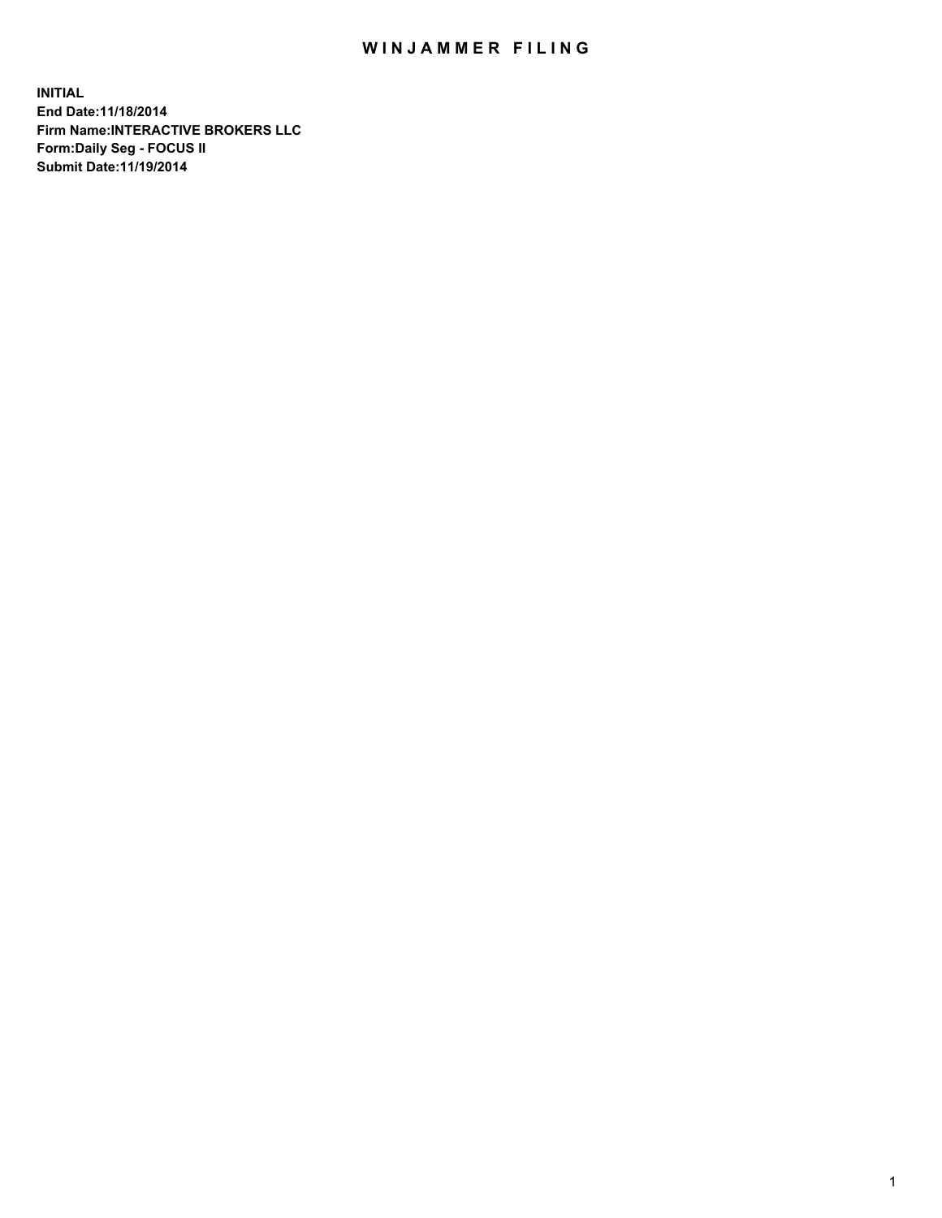# WINJAMMER FILING

**INITIAL**
**End Date:11/18/2014**
**Firm Name:INTERACTIVE BROKERS LLC**
**Form:Daily Seg - FOCUS II**
**Submit Date:11/19/2014**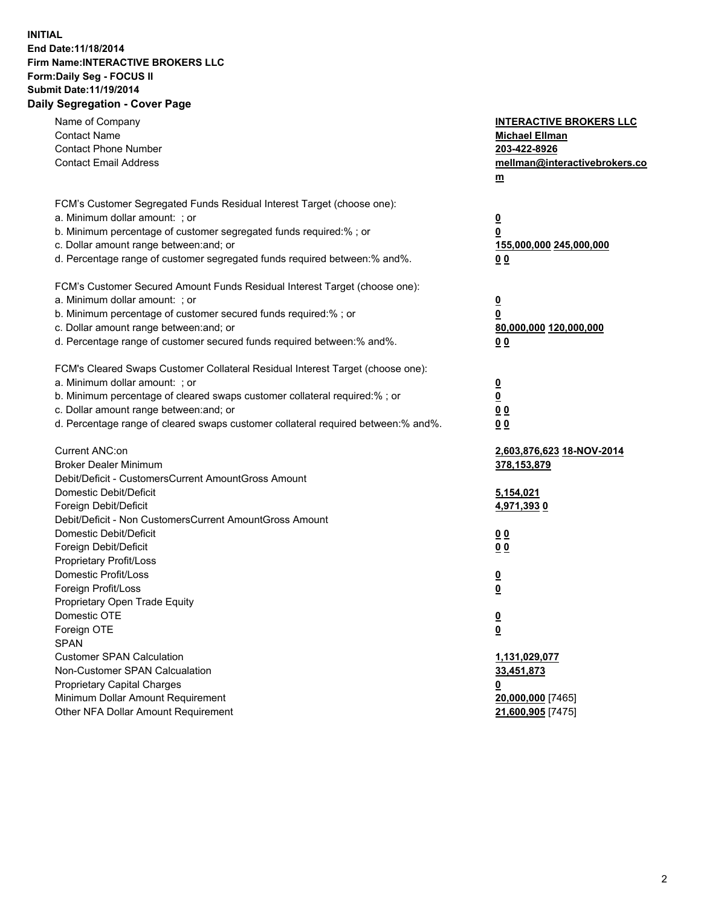**INITIAL**
**End Date:11/18/2014**
**Firm Name:INTERACTIVE BROKERS LLC**
**Form:Daily Seg - FOCUS II**
**Submit Date:11/19/2014**
**Daily Segregation - Cover Page**

| | |
|---|---|
| Name of Company | **INTERACTIVE BROKERS LLC** |
| Contact Name | **Michael Ellman** |
| Contact Phone Number | **203-422-8926** |
| Contact Email Address | **mellman@interactivebrokers.com** |
| | |
| FCM's Customer Segregated Funds Residual Interest Target (choose one): | |
| a. Minimum dollar amount: ; or | **0** |
| b. Minimum percentage of customer segregated funds required:% ; or | **0** |
| c. Dollar amount range between:and; or | **155,000,000** **245,000,000** |
| d. Percentage range of customer segregated funds required between:% and%. | **0** **0** |
| | |
| FCM's Customer Secured Amount Funds Residual Interest Target (choose one): | |
| a. Minimum dollar amount: ; or | **0** |
| b. Minimum percentage of customer secured funds required:% ; or | **0** |
| c. Dollar amount range between:and; or | **80,000,000** **120,000,000** |
| d. Percentage range of customer secured funds required between:% and%. | **0** **0** |
| | |
| FCM's Cleared Swaps Customer Collateral Residual Interest Target (choose one): | |
| a. Minimum dollar amount: ; or | **0** |
| b. Minimum percentage of cleared swaps customer collateral required:% ; or | **0** |
| c. Dollar amount range between:and; or | **0** **0** |
| d. Percentage range of cleared swaps customer collateral required between:% and%. | **0** **0** |
| | |
| Current ANC:on | **2,603,876,623** **18-NOV-2014** |
| Broker Dealer Minimum | **378,153,879** |
| Debit/Deficit - CustomersCurrent AmountGross Amount | |
| Domestic Debit/Deficit | **5,154,021** |
| Foreign Debit/Deficit | **4,971,393** **0** |
| Debit/Deficit - Non CustomersCurrent AmountGross Amount | |
| Domestic Debit/Deficit | **0** **0** |
| Foreign Debit/Deficit | **0** **0** |
| Proprietary Profit/Loss | |
| Domestic Profit/Loss | **0** |
| Foreign Profit/Loss | **0** |
| Proprietary Open Trade Equity | |
| Domestic OTE | **0** |
| Foreign OTE | **0** |
| SPAN | |
| Customer SPAN Calculation | **1,131,029,077** |
| Non-Customer SPAN Calcualation | **33,451,873** |
| Proprietary Capital Charges | **0** |
| Minimum Dollar Amount Requirement | **20,000,000** [7465] |
| Other NFA Dollar Amount Requirement | **21,600,905** [7475] |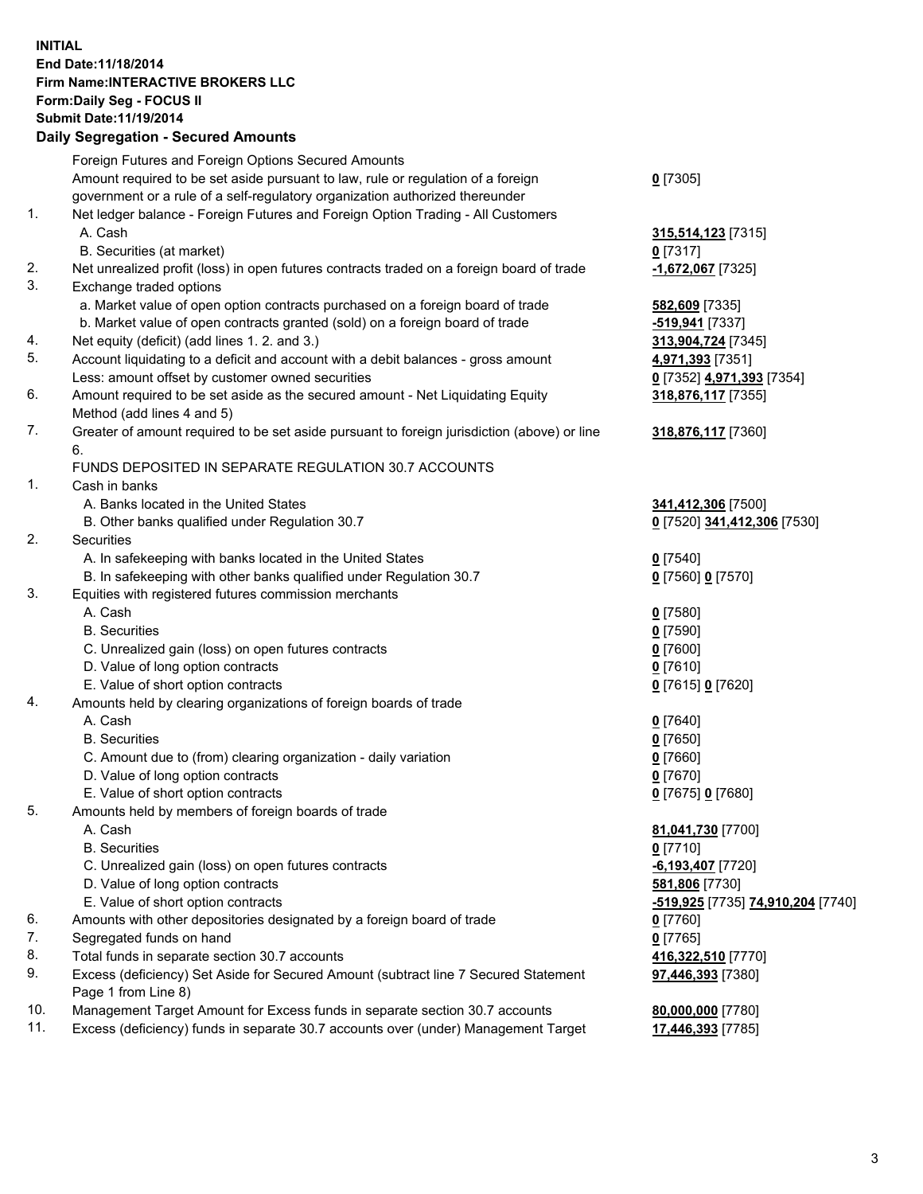**INITIAL**
**End Date:11/18/2014**
**Firm Name:INTERACTIVE BROKERS LLC**
**Form:Daily Seg - FOCUS II**
**Submit Date:11/19/2014**

## Daily Segregation - Secured Amounts

| | | |
|---|---|---|
| | Foreign Futures and Foreign Options Secured Amounts | |
| | Amount required to be set aside pursuant to law, rule or regulation of a foreign government or a rule of a self-regulatory organization authorized thereunder | **0** [7305] |
| 1. | Net ledger balance - Foreign Futures and Foreign Option Trading - All Customers | |
| | A. Cash | **315,514,123** [7315] |
| | B. Securities (at market) | **0** [7317] |
| 2. | Net unrealized profit (loss) in open futures contracts traded on a foreign board of trade | **-1,672,067** [7325] |
| 3. | Exchange traded options | |
| | a. Market value of open option contracts purchased on a foreign board of trade | **582,609** [7335] |
| | b. Market value of open contracts granted (sold) on a foreign board of trade | **-519,941** [7337] |
| 4. | Net equity (deficit) (add lines 1. 2. and 3.) | **313,904,724** [7345] |
| 5. | Account liquidating to a deficit and account with a debit balances - gross amount | **4,971,393** [7351] |
| | Less: amount offset by customer owned securities | **0** [7352] **4,971,393** [7354] |
| 6. | Amount required to be set aside as the secured amount - Net Liquidating Equity Method (add lines 4 and 5) | **318,876,117** [7355] |
| 7. | Greater of amount required to be set aside pursuant to foreign jurisdiction (above) or line 6. | **318,876,117** [7360] |
| | FUNDS DEPOSITED IN SEPARATE REGULATION 30.7 ACCOUNTS | |
| 1. | Cash in banks | |
| | A. Banks located in the United States | **341,412,306** [7500] |
| | B. Other banks qualified under Regulation 30.7 | **0** [7520] **341,412,306** [7530] |
| 2. | Securities | |
| | A. In safekeeping with banks located in the United States | **0** [7540] |
| | B. In safekeeping with other banks qualified under Regulation 30.7 | **0** [7560] **0** [7570] |
| 3. | Equities with registered futures commission merchants | |
| | A. Cash | **0** [7580] |
| | B. Securities | **0** [7590] |
| | C. Unrealized gain (loss) on open futures contracts | **0** [7600] |
| | D. Value of long option contracts | **0** [7610] |
| | E. Value of short option contracts | **0** [7615] **0** [7620] |
| 4. | Amounts held by clearing organizations of foreign boards of trade | |
| | A. Cash | **0** [7640] |
| | B. Securities | **0** [7650] |
| | C. Amount due to (from) clearing organization - daily variation | **0** [7660] |
| | D. Value of long option contracts | **0** [7670] |
| | E. Value of short option contracts | **0** [7675] **0** [7680] |
| 5. | Amounts held by members of foreign boards of trade | |
| | A. Cash | **81,041,730** [7700] |
| | B. Securities | **0** [7710] |
| | C. Unrealized gain (loss) on open futures contracts | **-6,193,407** [7720] |
| | D. Value of long option contracts | **581,806** [7730] |
| | E. Value of short option contracts | **-519,925** [7735] **74,910,204** [7740] |
| 6. | Amounts with other depositories designated by a foreign board of trade | **0** [7760] |
| 7. | Segregated funds on hand | **0** [7765] |
| 8. | Total funds in separate section 30.7 accounts | **416,322,510** [7770] |
| 9. | Excess (deficiency) Set Aside for Secured Amount (subtract line 7 Secured Statement Page 1 from Line 8) | **97,446,393** [7380] |
| 10. | Management Target Amount for Excess funds in separate section 30.7 accounts | **80,000,000** [7780] |
| 11. | Excess (deficiency) funds in separate 30.7 accounts over (under) Management Target | **17,446,393** [7785] |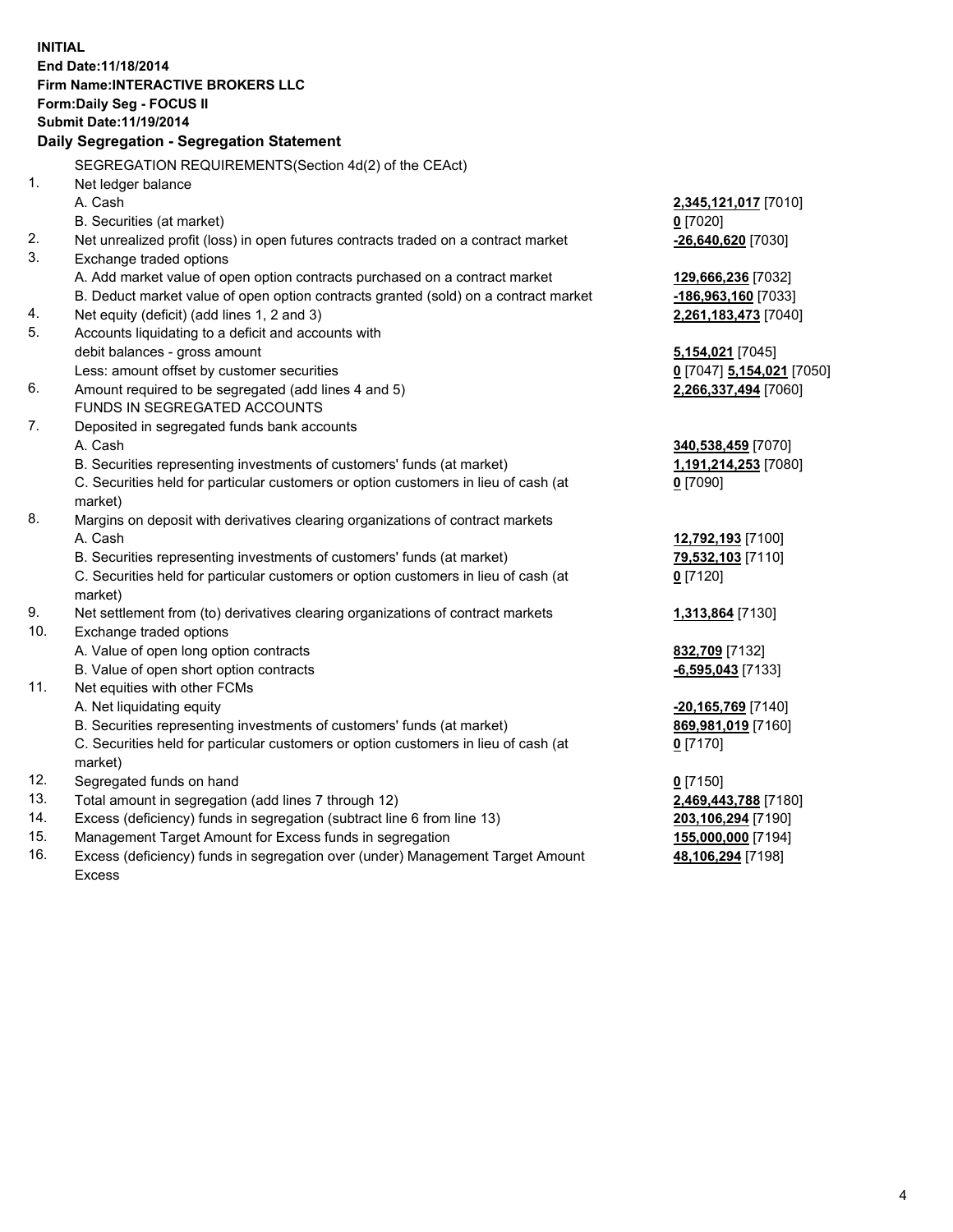**INITIAL**
**End Date:11/18/2014**
**Firm Name:INTERACTIVE BROKERS LLC**
**Form:Daily Seg - FOCUS II**
**Submit Date:11/19/2014**

**Daily Segregation - Segregation Statement**

| | | |
|---|---|---|
| | SEGREGATION REQUIREMENTS(Section 4d(2) of the CEAct) | |
| 1. | Net ledger balance | |
| | A. Cash | **2,345,121,017** [7010] |
| | B. Securities (at market) | **0** [7020] |
| 2. | Net unrealized profit (loss) in open futures contracts traded on a contract market | **-26,640,620** [7030] |
| 3. | Exchange traded options | |
| | A. Add market value of open option contracts purchased on a contract market | **129,666,236** [7032] |
| | B. Deduct market value of open option contracts granted (sold) on a contract market | **-186,963,160** [7033] |
| 4. | Net equity (deficit) (add lines 1, 2 and 3) | **2,261,183,473** [7040] |
| 5. | Accounts liquidating to a deficit and accounts with debit balances - gross amount | **5,154,021** [7045] |
| | Less: amount offset by customer securities | **0** [7047] **5,154,021** [7050] |
| 6. | Amount required to be segregated (add lines 4 and 5) | **2,266,337,494** [7060] |
| | FUNDS IN SEGREGATED ACCOUNTS | |
| 7. | Deposited in segregated funds bank accounts | |
| | A. Cash | **340,538,459** [7070] |
| | B. Securities representing investments of customers' funds (at market) | **1,191,214,253** [7080] |
| | C. Securities held for particular customers or option customers in lieu of cash (at market) | **0** [7090] |
| 8. | Margins on deposit with derivatives clearing organizations of contract markets | |
| | A. Cash | **12,792,193** [7100] |
| | B. Securities representing investments of customers' funds (at market) | **79,532,103** [7110] |
| | C. Securities held for particular customers or option customers in lieu of cash (at market) | **0** [7120] |
| 9. | Net settlement from (to) derivatives clearing organizations of contract markets | **1,313,864** [7130] |
| 10. | Exchange traded options | |
| | A. Value of open long option contracts | **832,709** [7132] |
| | B. Value of open short option contracts | **-6,595,043** [7133] |
| 11. | Net equities with other FCMs | |
| | A. Net liquidating equity | **-20,165,769** [7140] |
| | B. Securities representing investments of customers' funds (at market) | **869,981,019** [7160] |
| | C. Securities held for particular customers or option customers in lieu of cash (at market) | **0** [7170] |
| 12. | Segregated funds on hand | **0** [7150] |
| 13. | Total amount in segregation (add lines 7 through 12) | **2,469,443,788** [7180] |
| 14. | Excess (deficiency) funds in segregation (subtract line 6 from line 13) | **203,106,294** [7190] |
| 15. | Management Target Amount for Excess funds in segregation | **155,000,000** [7194] |
| 16. | Excess (deficiency) funds in segregation over (under) Management Target Amount Excess | **48,106,294** [7198] |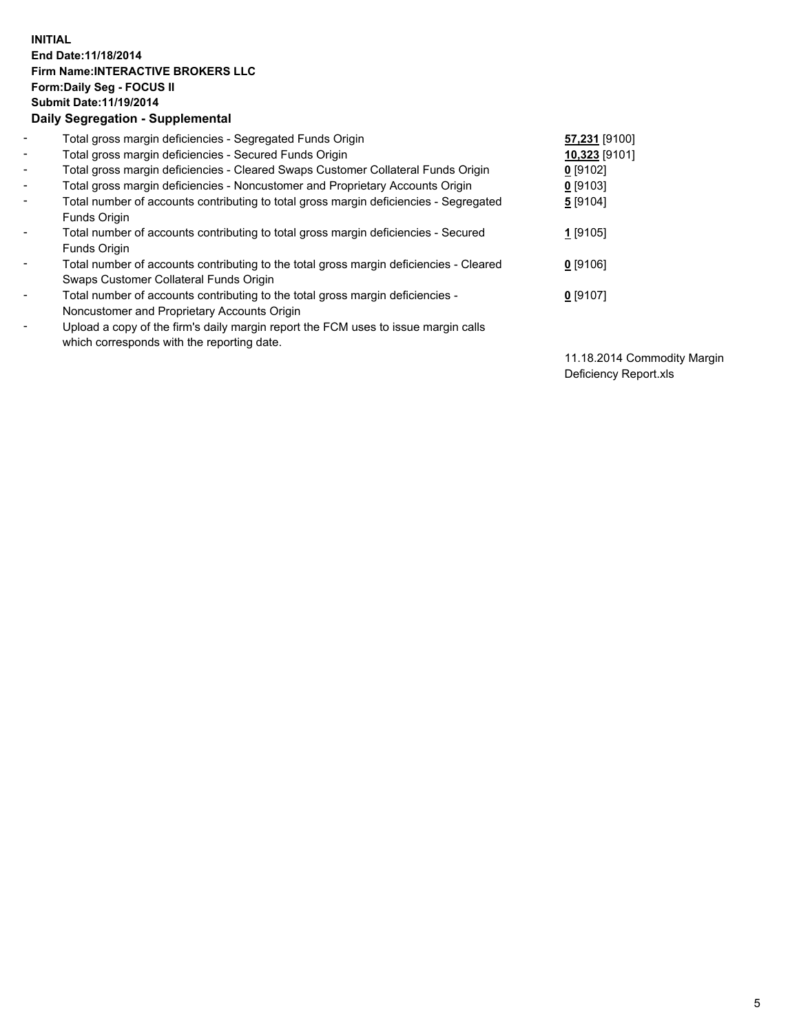**INITIAL**
**End Date:11/18/2014**
**Firm Name:INTERACTIVE BROKERS LLC**
**Form:Daily Seg - FOCUS II**
**Submit Date:11/19/2014**
**Daily Segregation - Supplemental**

| | | |
|---|---|---|
| - | Total gross margin deficiencies - Segregated Funds Origin | **57,231** [9100] |
| - | Total gross margin deficiencies - Secured Funds Origin | **10,323** [9101] |
| - | Total gross margin deficiencies - Cleared Swaps Customer Collateral Funds Origin | **0** [9102] |
| - | Total gross margin deficiencies - Noncustomer and Proprietary Accounts Origin | **0** [9103] |
| - | Total number of accounts contributing to total gross margin deficiencies - Segregated Funds Origin | **5** [9104] |
| - | Total number of accounts contributing to total gross margin deficiencies - Secured Funds Origin | **1** [9105] |
| - | Total number of accounts contributing to the total gross margin deficiencies - Cleared Swaps Customer Collateral Funds Origin | **0** [9106] |
| - | Total number of accounts contributing to the total gross margin deficiencies - Noncustomer and Proprietary Accounts Origin | **0** [9107] |
| - | Upload a copy of the firm's daily margin report the FCM uses to issue margin calls which corresponds with the reporting date. | 11.18.2014 Commodity Margin Deficiency Report.xls |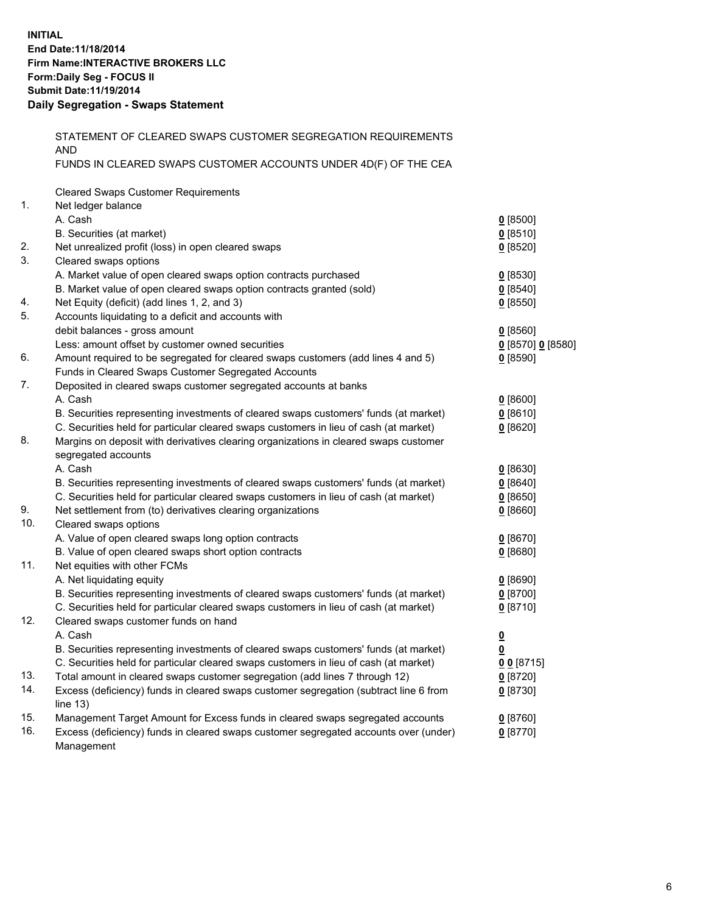**INITIAL**
**End Date:11/18/2014**
**Firm Name:INTERACTIVE BROKERS LLC**
**Form:Daily Seg - FOCUS II**
**Submit Date:11/19/2014**
**Daily Segregation - Swaps Statement**

STATEMENT OF CLEARED SWAPS CUSTOMER SEGREGATION REQUIREMENTS
AND
FUNDS IN CLEARED SWAPS CUSTOMER ACCOUNTS UNDER 4D(F) OF THE CEA

| | | |
|---|---|---|
| | Cleared Swaps Customer Requirements | |
| 1. | Net ledger balance | |
| | A. Cash | 0 [8500] |
| | B. Securities (at market) | 0 [8510] |
| 2. | Net unrealized profit (loss) in open cleared swaps | 0 [8520] |
| 3. | Cleared swaps options | |
| | A. Market value of open cleared swaps option contracts purchased | 0 [8530] |
| | B. Market value of open cleared swaps option contracts granted (sold) | 0 [8540] |
| 4. | Net Equity (deficit) (add lines 1, 2, and 3) | 0 [8550] |
| 5. | Accounts liquidating to a deficit and accounts with | |
| | debit balances - gross amount | 0 [8560] |
| | Less: amount offset by customer owned securities | 0 [8570] 0 [8580] |
| 6. | Amount required to be segregated for cleared swaps customers (add lines 4 and 5) | 0 [8590] |
| | Funds in Cleared Swaps Customer Segregated Accounts | |
| 7. | Deposited in cleared swaps customer segregated accounts at banks | |
| | A. Cash | 0 [8600] |
| | B. Securities representing investments of cleared swaps customers' funds (at market) | 0 [8610] |
| | C. Securities held for particular cleared swaps customers in lieu of cash (at market) | 0 [8620] |
| 8. | Margins on deposit with derivatives clearing organizations in cleared swaps customer segregated accounts | |
| | A. Cash | 0 [8630] |
| | B. Securities representing investments of cleared swaps customers' funds (at market) | 0 [8640] |
| | C. Securities held for particular cleared swaps customers in lieu of cash (at market) | 0 [8650] |
| 9. | Net settlement from (to) derivatives clearing organizations | 0 [8660] |
| 10. | Cleared swaps options | |
| | A. Value of open cleared swaps long option contracts | 0 [8670] |
| | B. Value of open cleared swaps short option contracts | 0 [8680] |
| 11. | Net equities with other FCMs | |
| | A. Net liquidating equity | 0 [8690] |
| | B. Securities representing investments of cleared swaps customers' funds (at market) | 0 [8700] |
| | C. Securities held for particular cleared swaps customers in lieu of cash (at market) | 0 [8710] |
| 12. | Cleared swaps customer funds on hand | |
| | A. Cash | 0 |
| | B. Securities representing investments of cleared swaps customers' funds (at market) | 0 |
| | C. Securities held for particular cleared swaps customers in lieu of cash (at market) | 0 0 [8715] |
| 13. | Total amount in cleared swaps customer segregation (add lines 7 through 12) | 0 [8720] |
| 14. | Excess (deficiency) funds in cleared swaps customer segregation (subtract line 6 from line 13) | 0 [8730] |
| 15. | Management Target Amount for Excess funds in cleared swaps segregated accounts | 0 [8760] |
| 16. | Excess (deficiency) funds in cleared swaps customer segregated accounts over (under) Management | 0 [8770] |